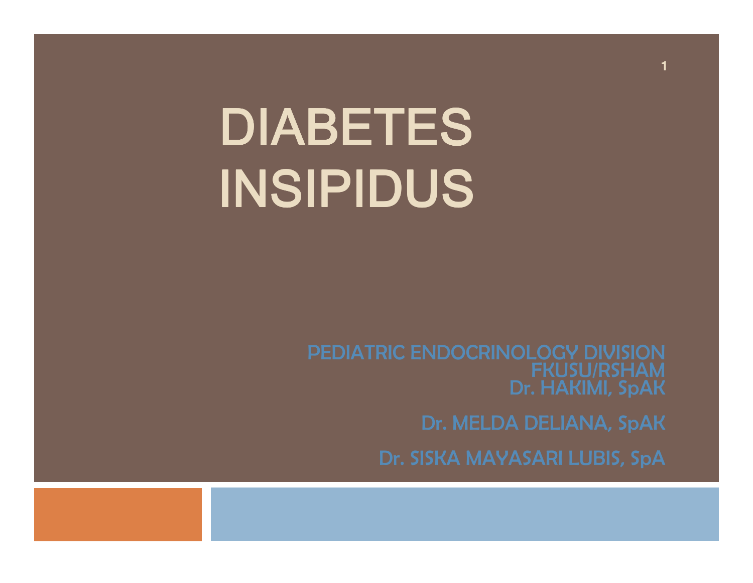# DIABETES INSIPIDUS

PEDIATRIC ENDOCRINOLOGY DIVISION
FKUSU/RSHAM
Dr. HAKIMI, SpAK

Dr. MELDA DELIANA, SpAK

Dr. SISKA MAYASARI LUBIS, SpA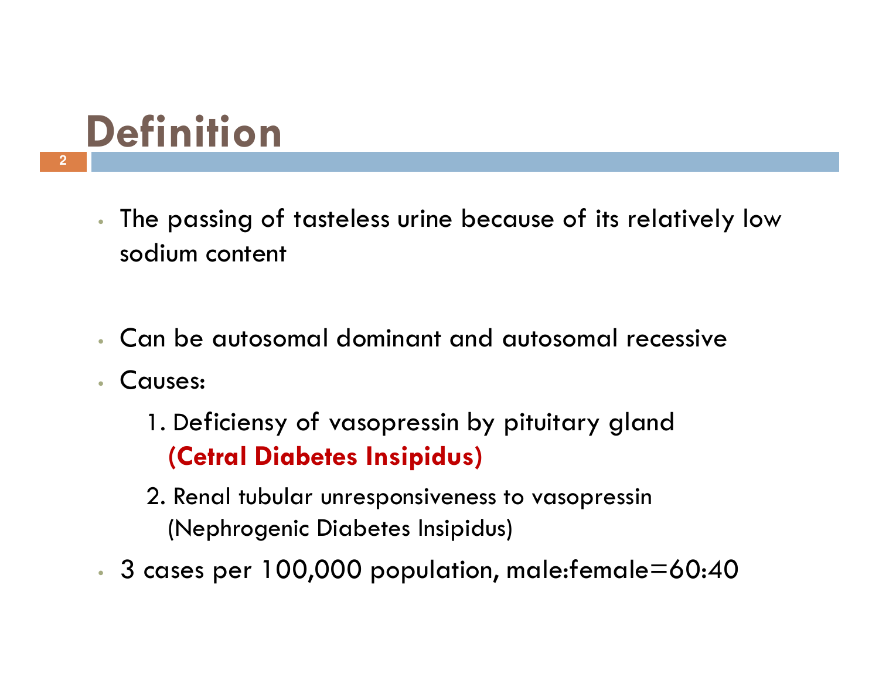# Definition

- The passing of tasteless urine because of its relatively low sodium content

- Can be autosomal dominant and autosomal recessive
- Causes:
  1. Deficiensy of vasopressin by pituitary gland **(Cetral Diabetes Insipidus)**
  2. Renal tubular unresponsiveness to vasopressin (Nephrogenic Diabetes Insipidus)
- 3 cases per 100,000 population, male:female=60:40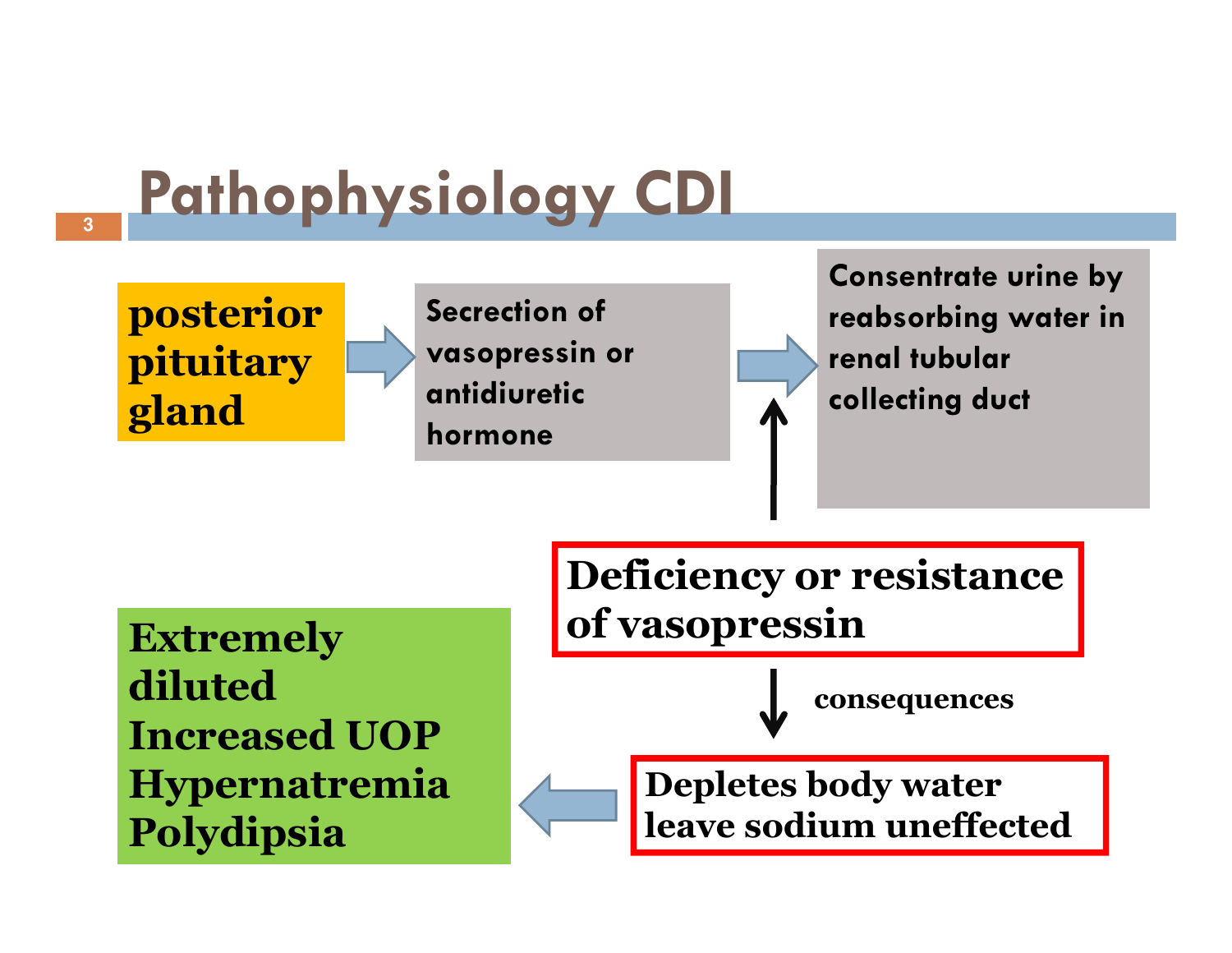# Pathophysiology CDI

posterior pituitary gland → Secrection of vasopressin or antidiuretic hormone → Consentrate urine by reabsorbing water in renal tubular collecting duct

Deficiency or resistance of vasopressin

consequences

Depletes body water leave sodium uneffected

- Extremely diluted
- Increased UOP
- Hypernatremia
- Polydipsia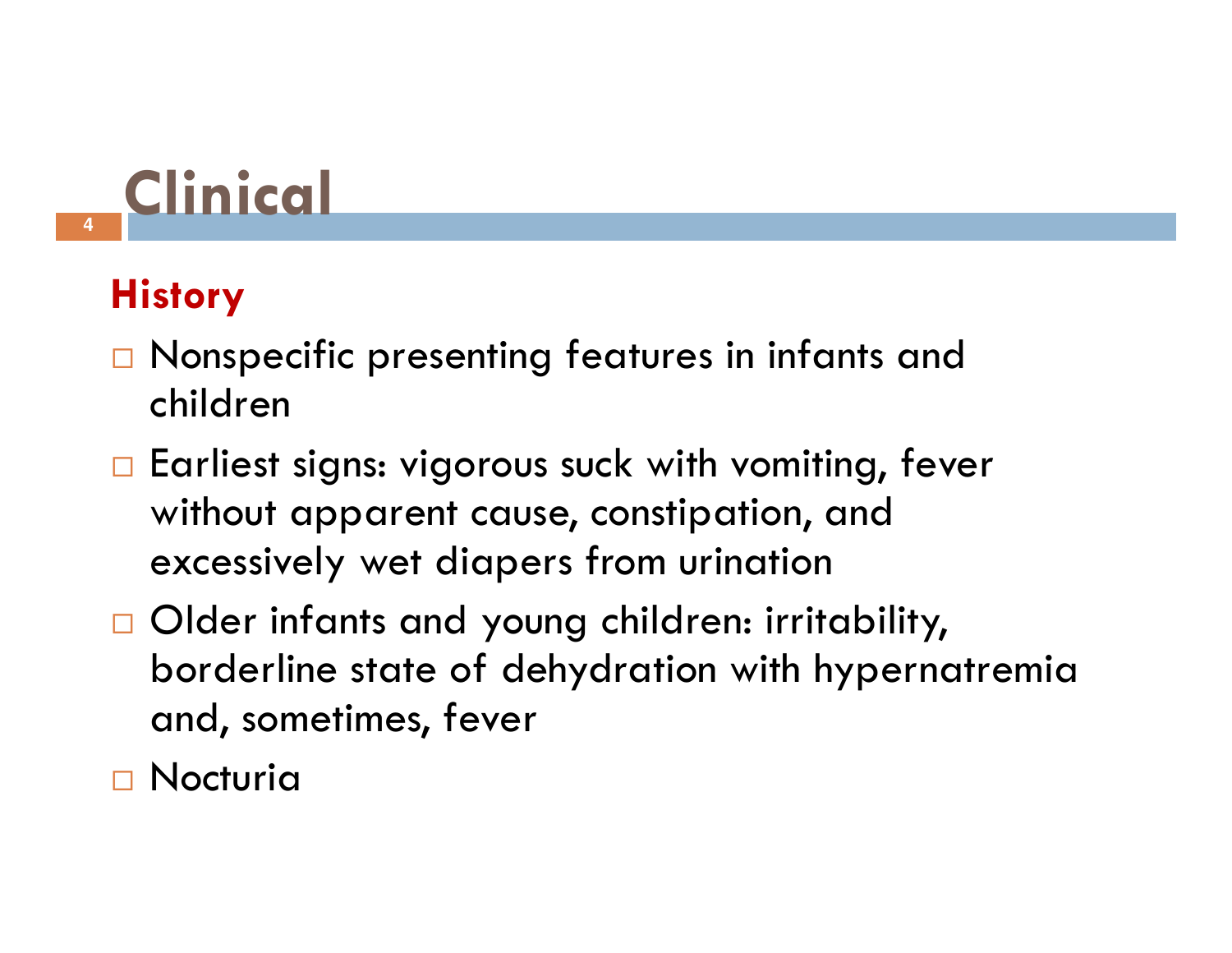# Clinical

## History

- Nonspecific presenting features in infants and children
- Earliest signs: vigorous suck with vomiting, fever without apparent cause, constipation, and excessively wet diapers from urination
- Older infants and young children: irritability, borderline state of dehydration with hypernatremia and, sometimes, fever
- Nocturia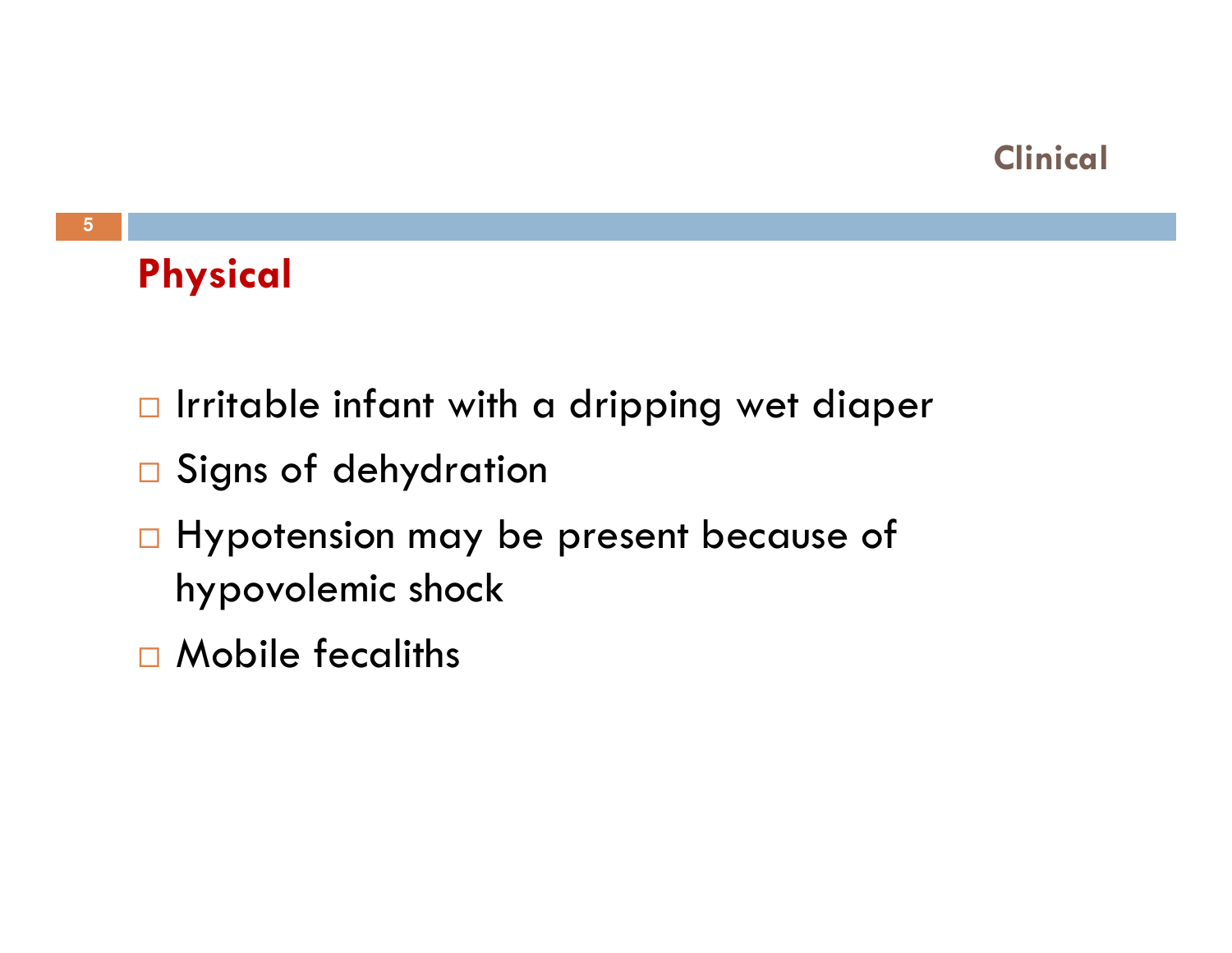## Clinical

### Physical

- Irritable infant with a dripping wet diaper
- Signs of dehydration
- Hypotension may be present because of hypovolemic shock
- Mobile fecaliths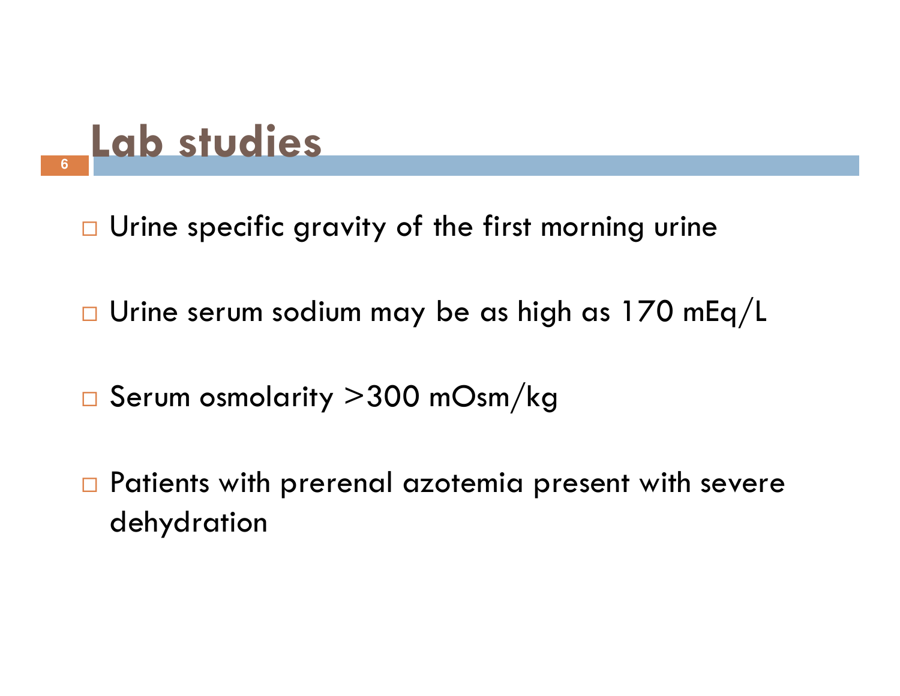# Lab studies

- Urine specific gravity of the first morning urine

- Urine serum sodium may be as high as 170 mEq/L

- Serum osmolarity >300 mOsm/kg

- Patients with prerenal azotemia present with severe dehydration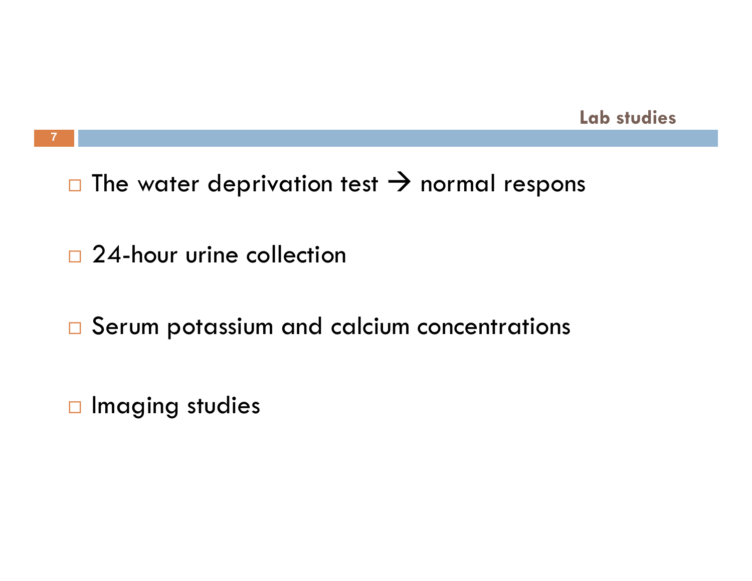## Lab studies

- The water deprivation test → normal respons
- 24-hour urine collection
- Serum potassium and calcium concentrations
- Imaging studies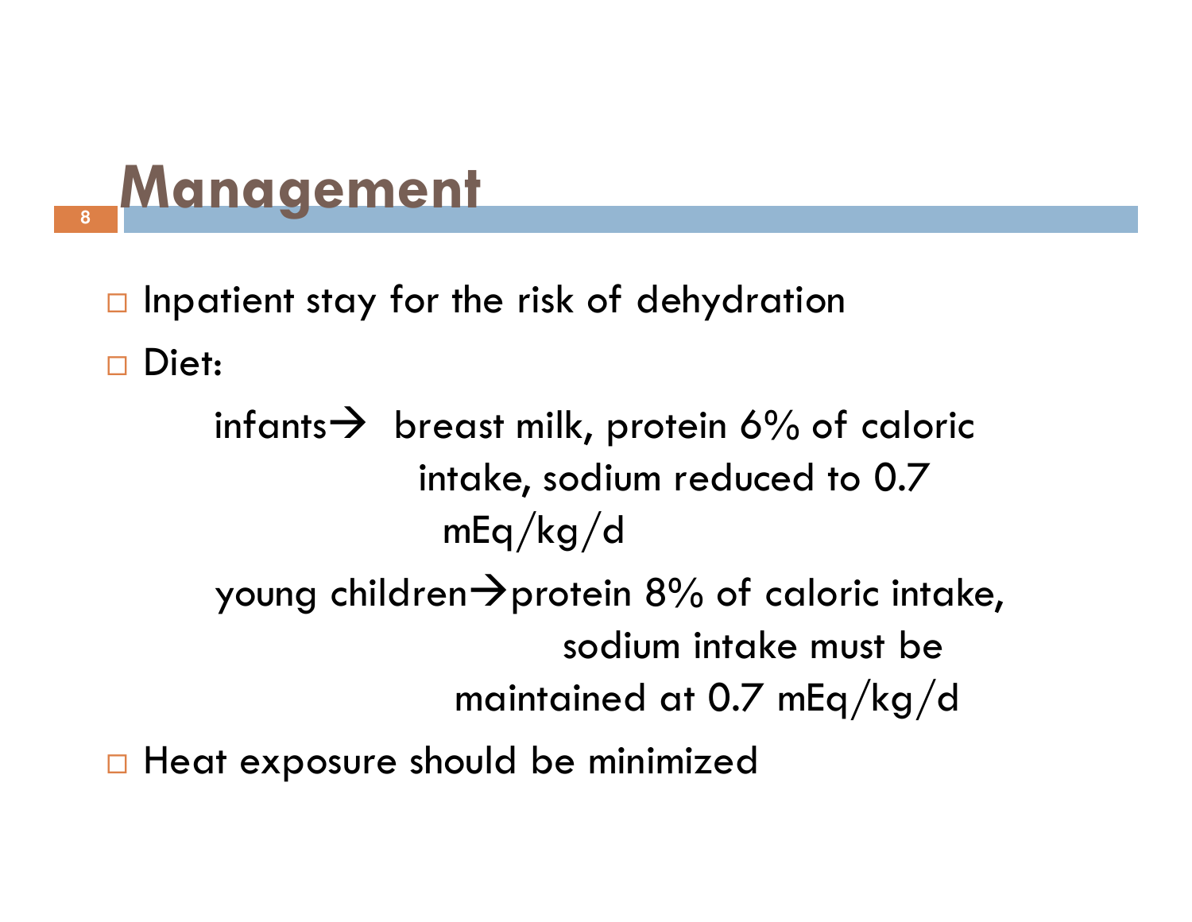# Management

- Inpatient stay for the risk of dehydration
- Diet:

  infants → breast milk, protein 6% of caloric intake, sodium reduced to 0.7 mEq/kg/d

  young children → protein 8% of caloric intake, sodium intake must be maintained at 0.7 mEq/kg/d
- Heat exposure should be minimized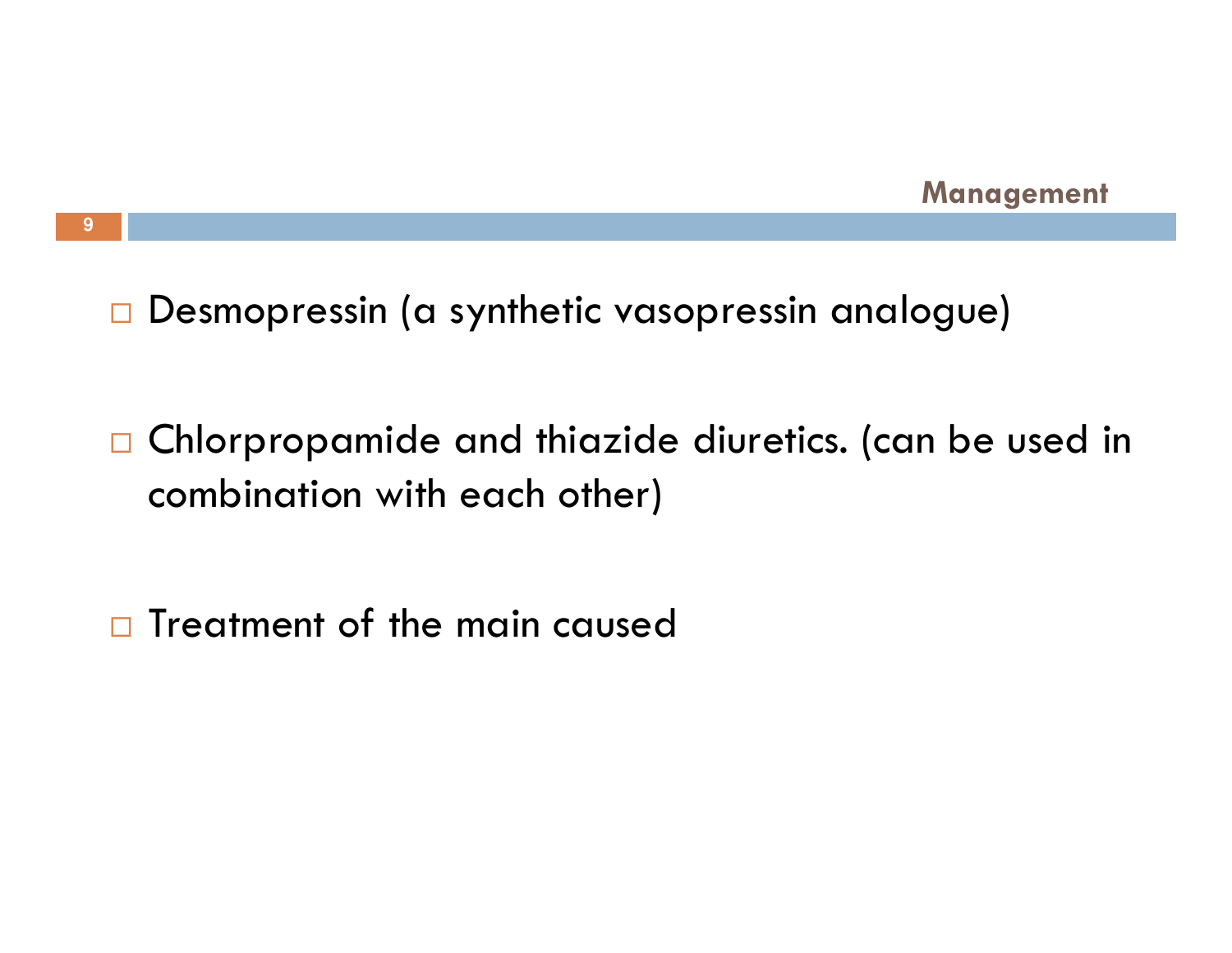## Management

- Desmopressin (a synthetic vasopressin analogue)

- Chlorpropamide and thiazide diuretics. (can be used in combination with each other)

- Treatment of the main caused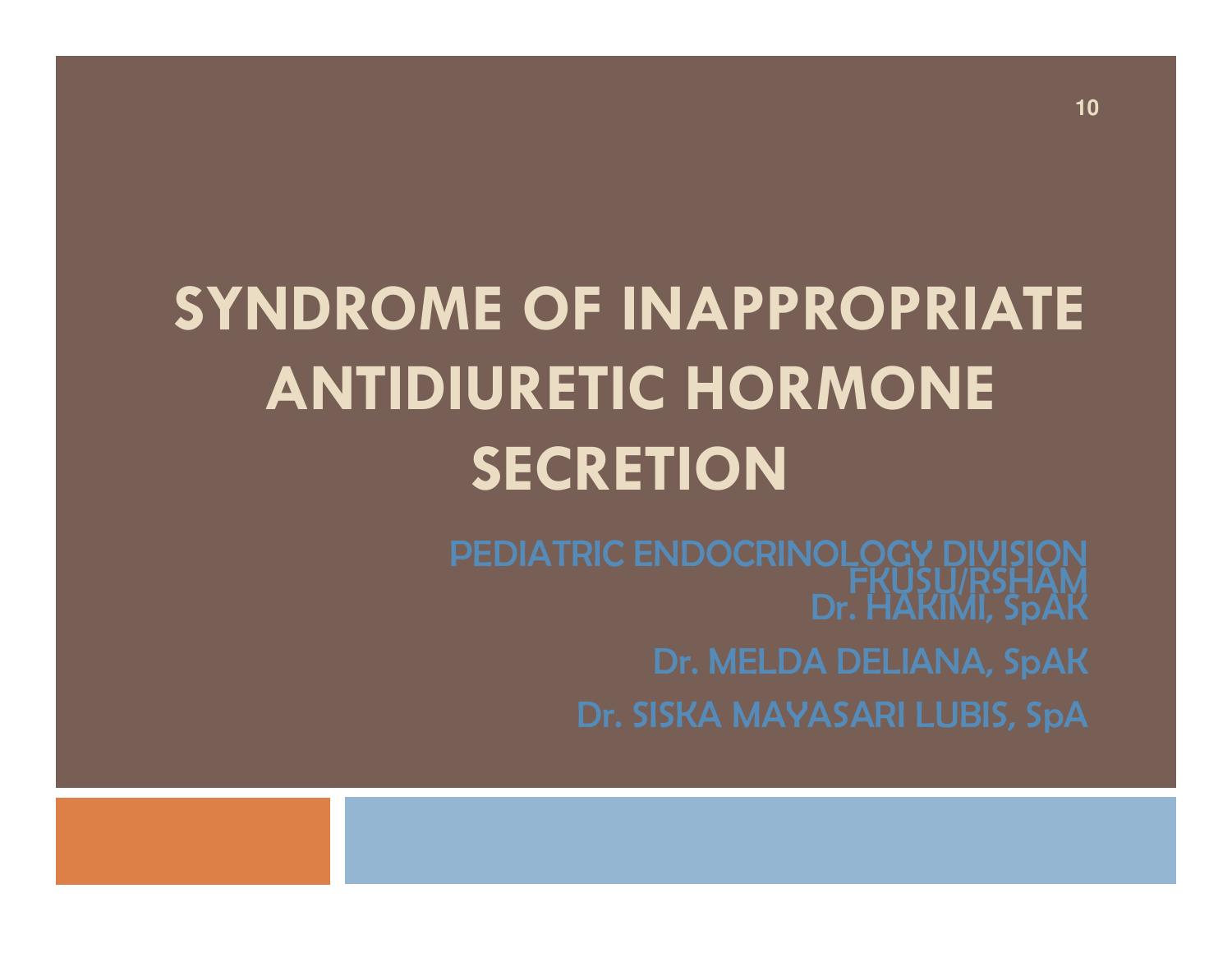# SYNDROME OF INAPPROPRIATE ANTIDIURETIC HORMONE SECRETION

PEDIATRIC ENDOCRINOLOGY DIVISION
FKUSU/RSHAM
Dr. HAKIMI, SpAK

Dr. MELDA DELIANA, SpAK

Dr. SISKA MAYASARI LUBIS, SpA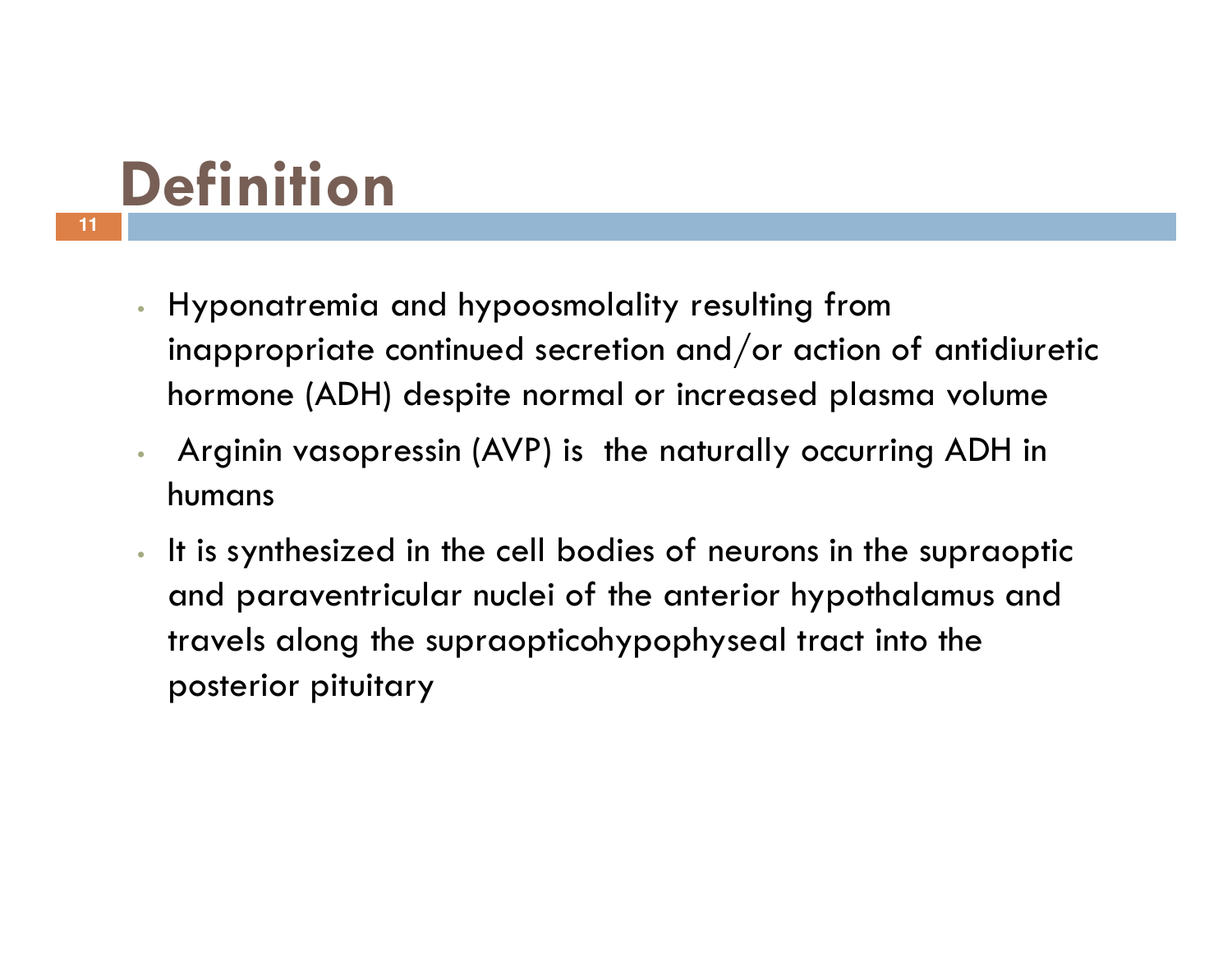# Definition

- Hyponatremia and hypoosmolality resulting from inappropriate continued secretion and/or action of antidiuretic hormone (ADH) despite normal or increased plasma volume
- Arginin vasopressin (AVP) is the naturally occurring ADH in humans
- It is synthesized in the cell bodies of neurons in the supraoptic and paraventricular nuclei of the anterior hypothalamus and travels along the supraopticohypophyseal tract into the posterior pituitary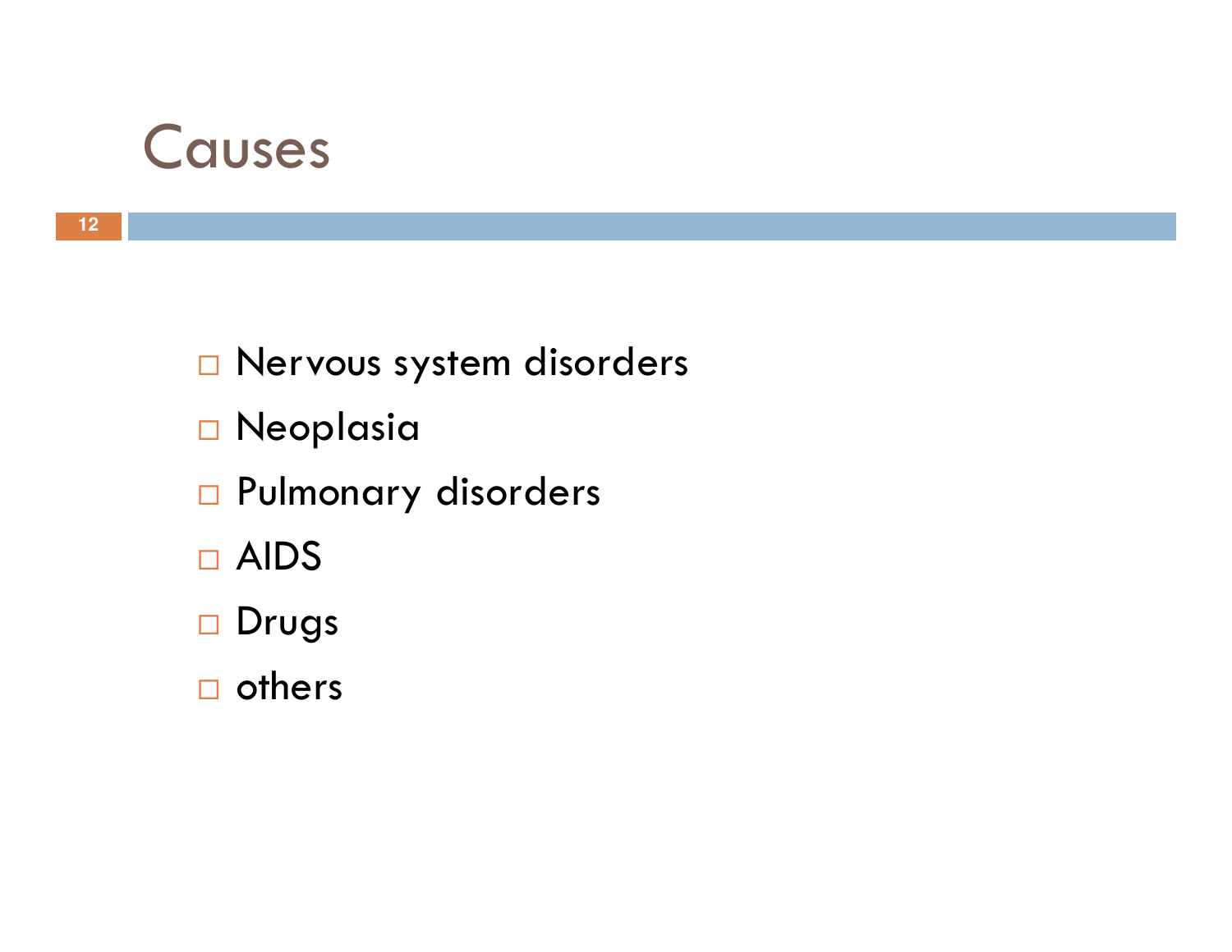# Causes

- Nervous system disorders
- Neoplasia
- Pulmonary disorders
- AIDS
- Drugs
- others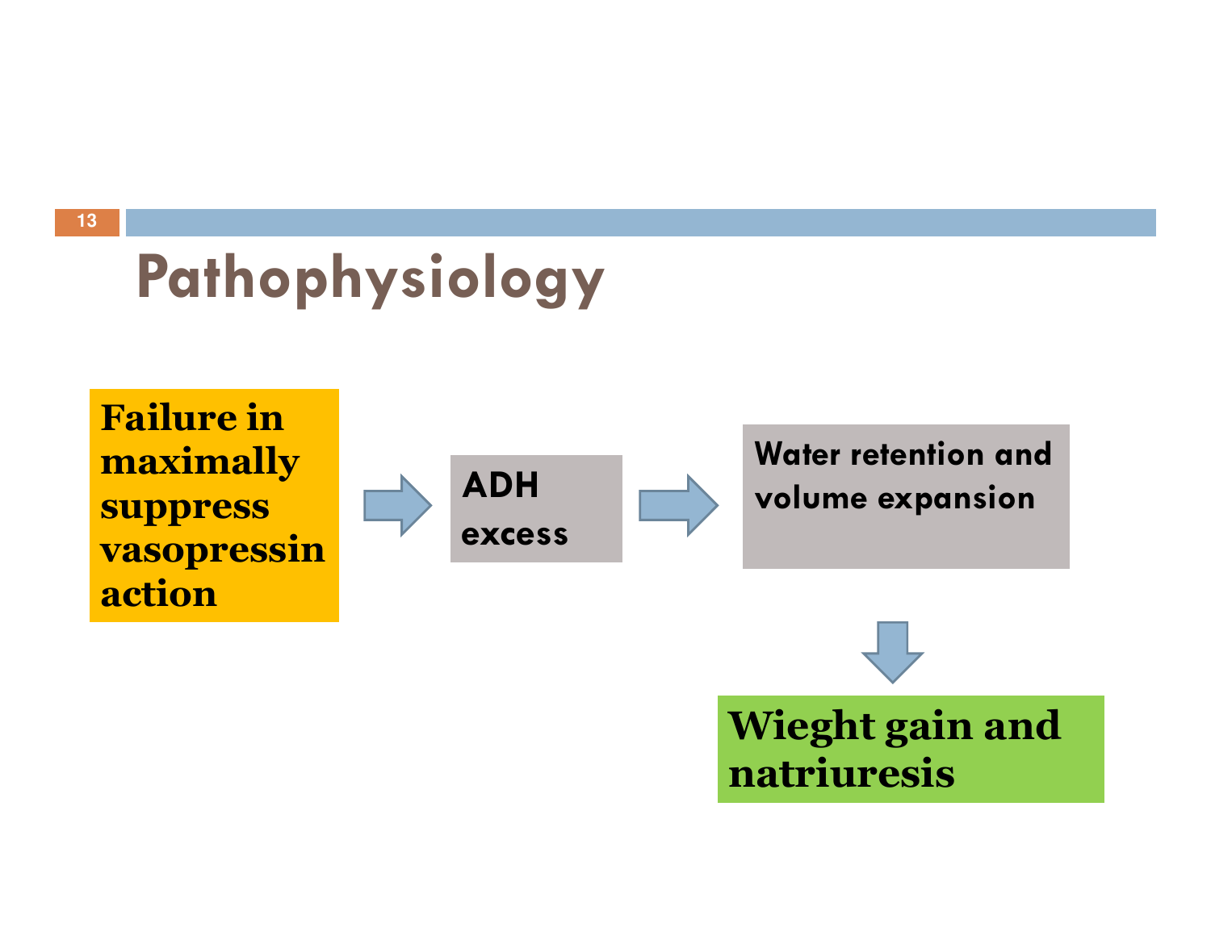# Pathophysiology

Failure in maximally suppress vasopressin action → ADH excess → Water retention and volume expansion → Wieght gain and natriuresis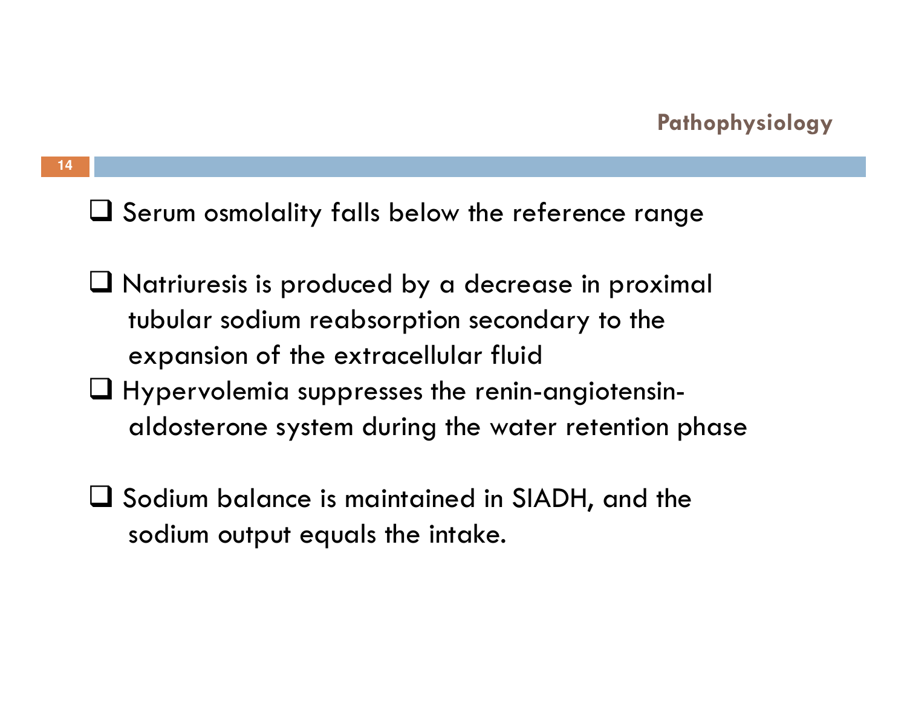## Pathophysiology

- Serum osmolality falls below the reference range

- Natriuresis is produced by a decrease in proximal tubular sodium reabsorption secondary to the expansion of the extracellular fluid
- Hypervolemia suppresses the renin-angiotensin-aldosterone system during the water retention phase

- Sodium balance is maintained in SIADH, and the sodium output equals the intake.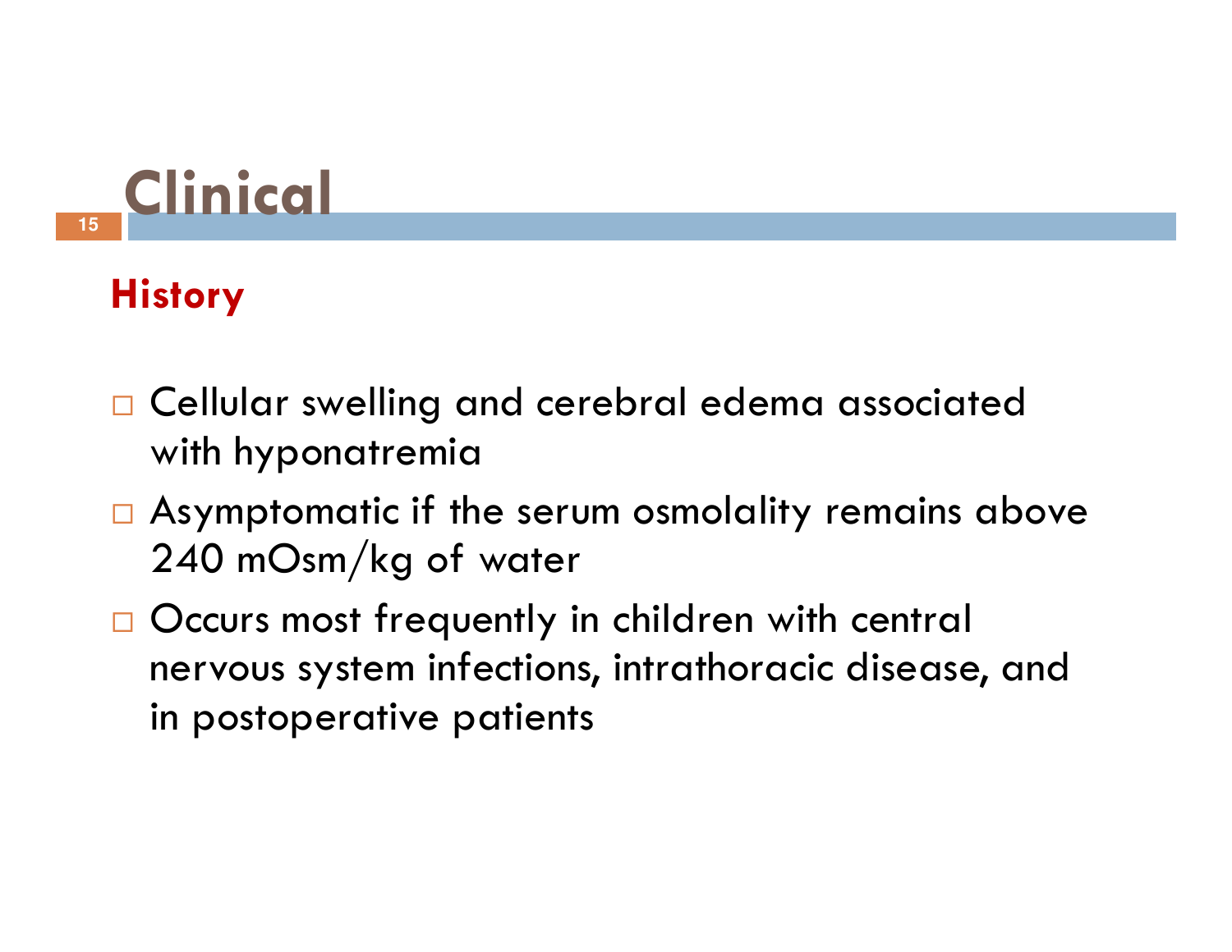# Clinical

## History

- Cellular swelling and cerebral edema associated with hyponatremia
- Asymptomatic if the serum osmolality remains above 240 mOsm/kg of water
- Occurs most frequently in children with central nervous system infections, intrathoracic disease, and in postoperative patients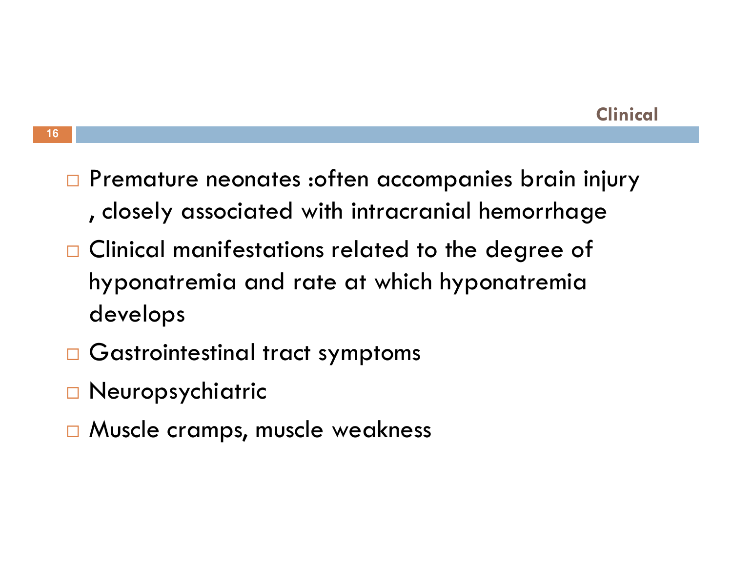## Clinical

- Premature neonates :often accompanies brain injury , closely associated with intracranial hemorrhage
- Clinical manifestations related to the degree of hyponatremia and rate at which hyponatremia develops
- Gastrointestinal tract symptoms
- Neuropsychiatric
- Muscle cramps, muscle weakness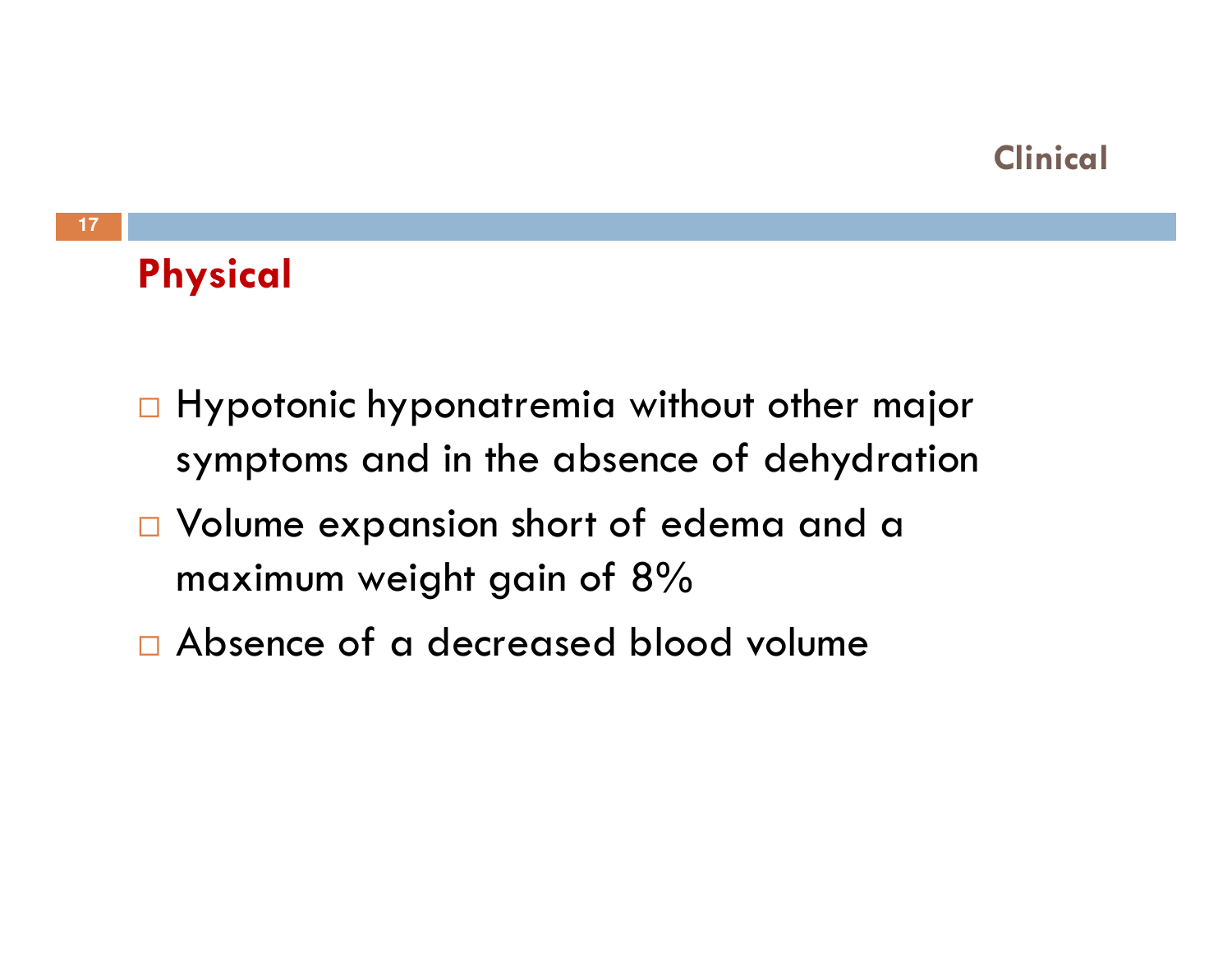## Clinical

### Physical

- Hypotonic hyponatremia without other major symptoms and in the absence of dehydration
- Volume expansion short of edema and a maximum weight gain of 8%
- Absence of a decreased blood volume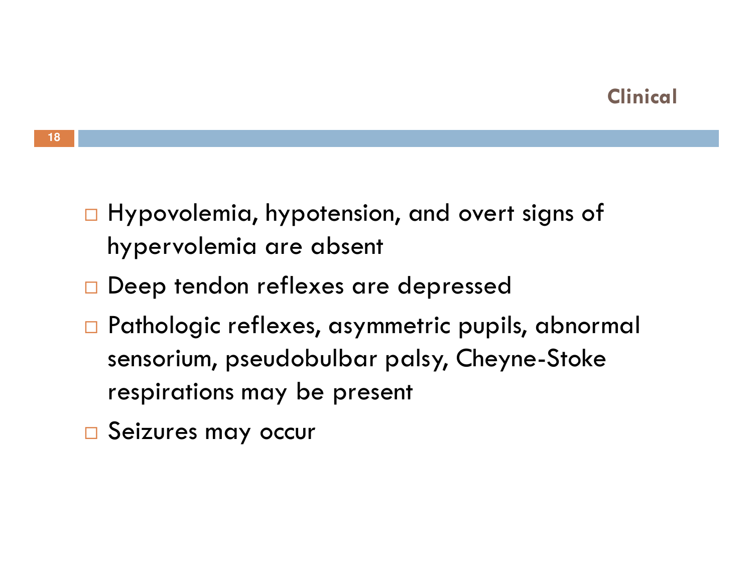## Clinical

- Hypovolemia, hypotension, and overt signs of hypervolemia are absent
- Deep tendon reflexes are depressed
- Pathologic reflexes, asymmetric pupils, abnormal sensorium, pseudobulbar palsy, Cheyne-Stoke respirations may be present
- Seizures may occur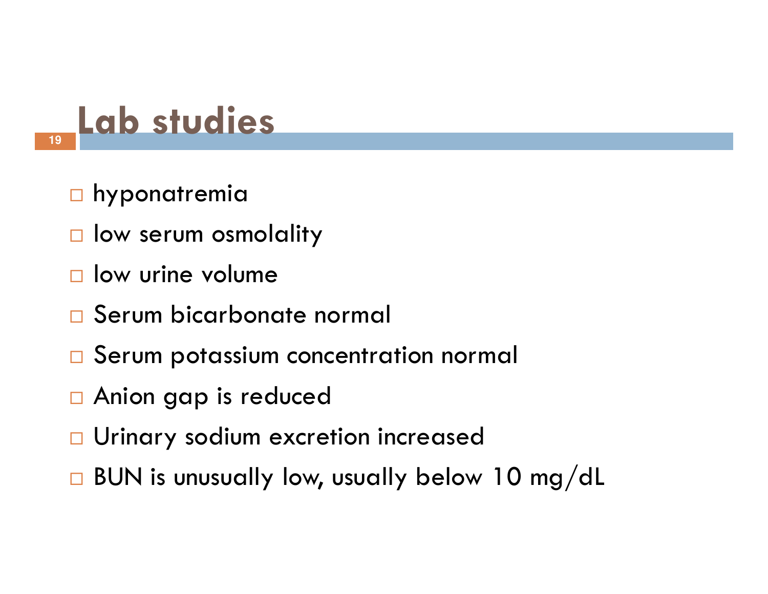# Lab studies

- hyponatremia
- low serum osmolality
- low urine volume
- Serum bicarbonate normal
- Serum potassium concentration normal
- Anion gap is reduced
- Urinary sodium excretion increased
- BUN is unusually low, usually below 10 mg/dL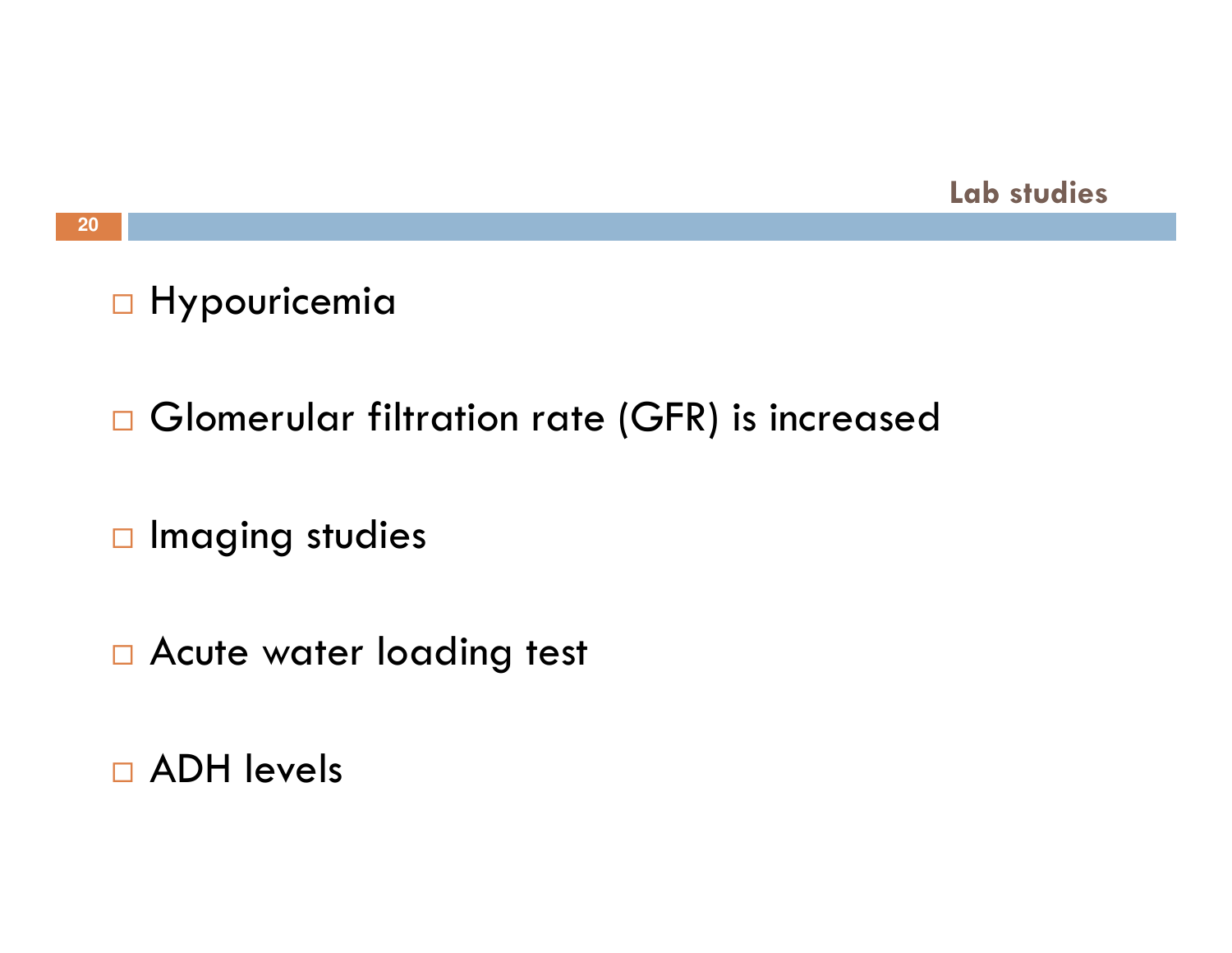## Lab studies

- Hypouricemia
- Glomerular filtration rate (GFR) is increased
- Imaging studies
- Acute water loading test
- ADH levels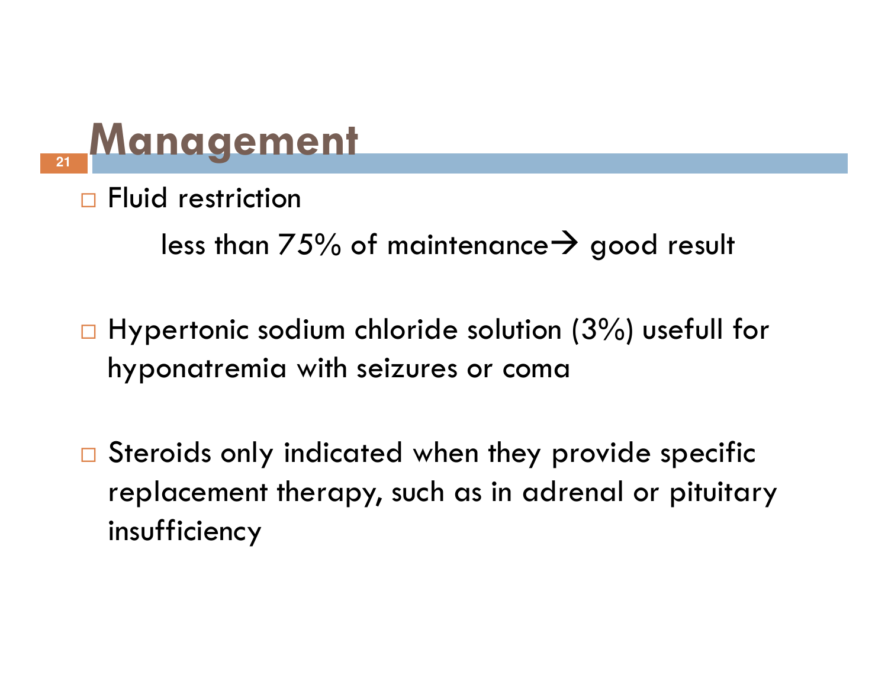# Management

- Fluid restriction

  less than 75% of maintenance→ good result

- Hypertonic sodium chloride solution (3%) usefull for hyponatremia with seizures or coma

- Steroids only indicated when they provide specific replacement therapy, such as in adrenal or pituitary insufficiency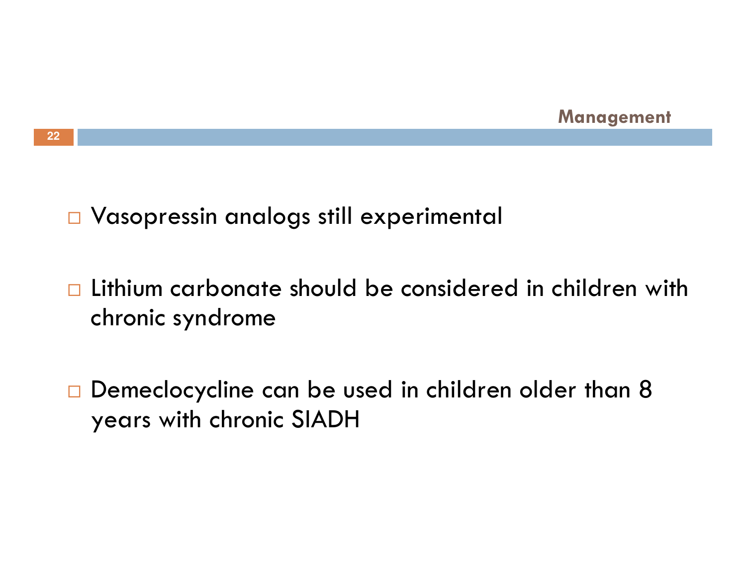## Management

- Vasopressin analogs still experimental
- Lithium carbonate should be considered in children with chronic syndrome
- Demeclocycline can be used in children older than 8 years with chronic SIADH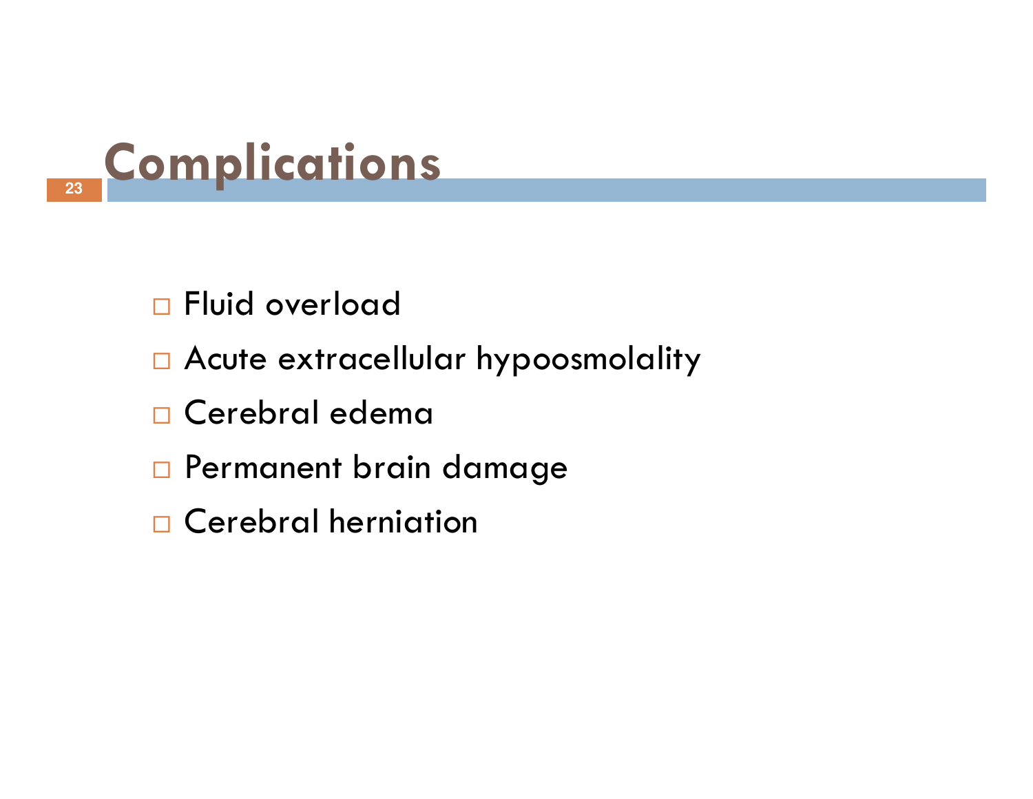# Complications

- Fluid overload
- Acute extracellular hypoosmolality
- Cerebral edema
- Permanent brain damage
- Cerebral herniation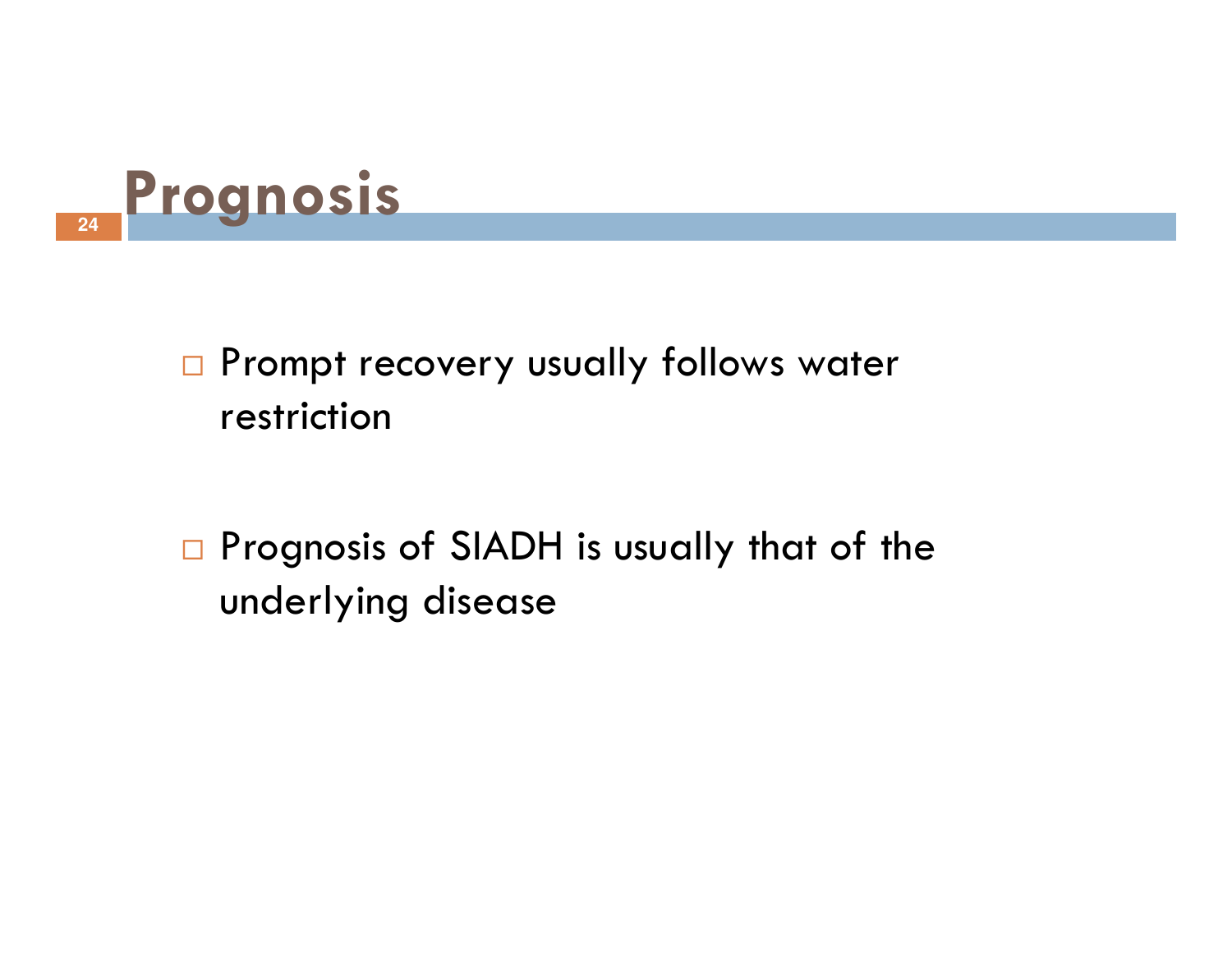# Prognosis

- Prompt recovery usually follows water restriction

- Prognosis of SIADH is usually that of the underlying disease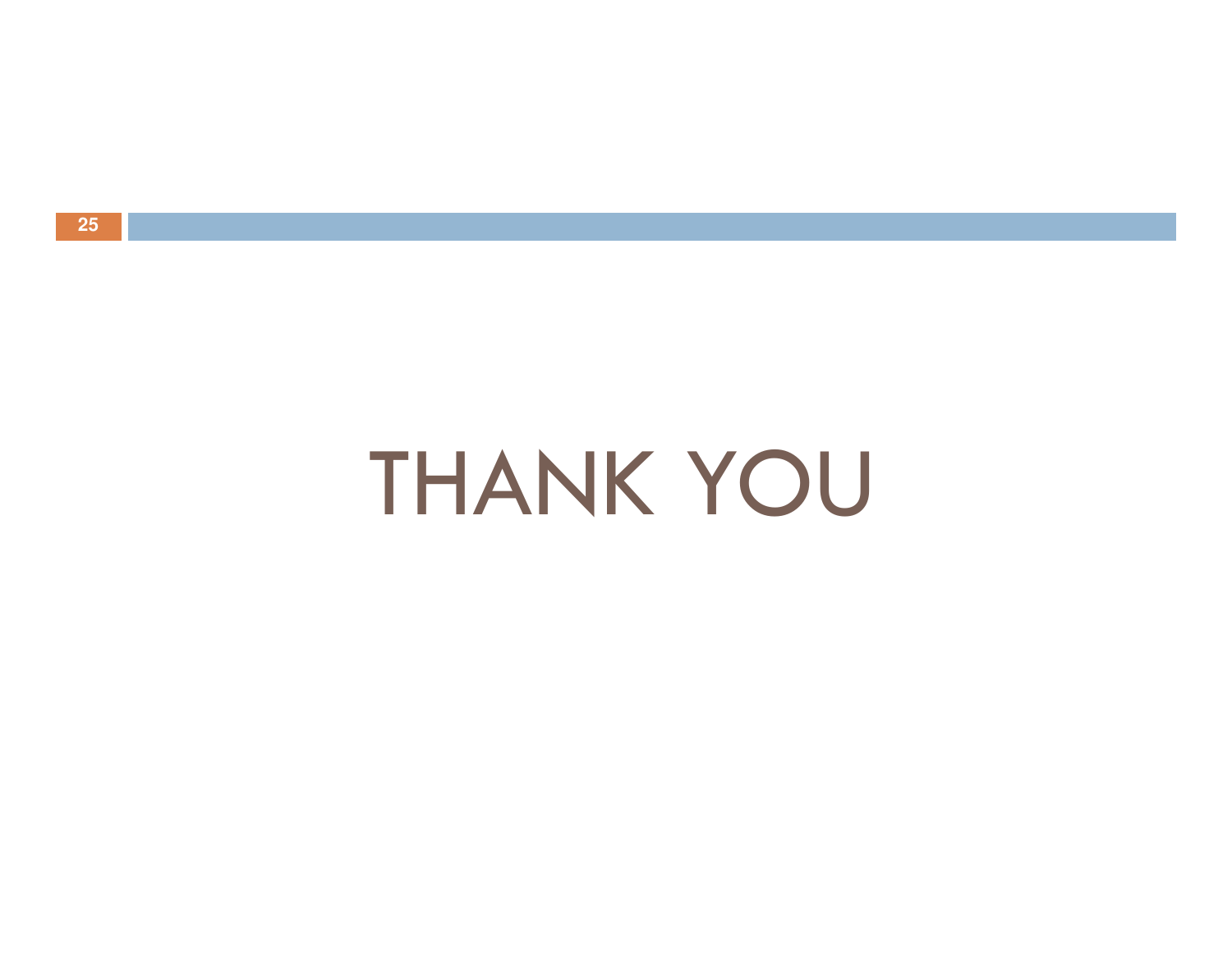# THANK YOU